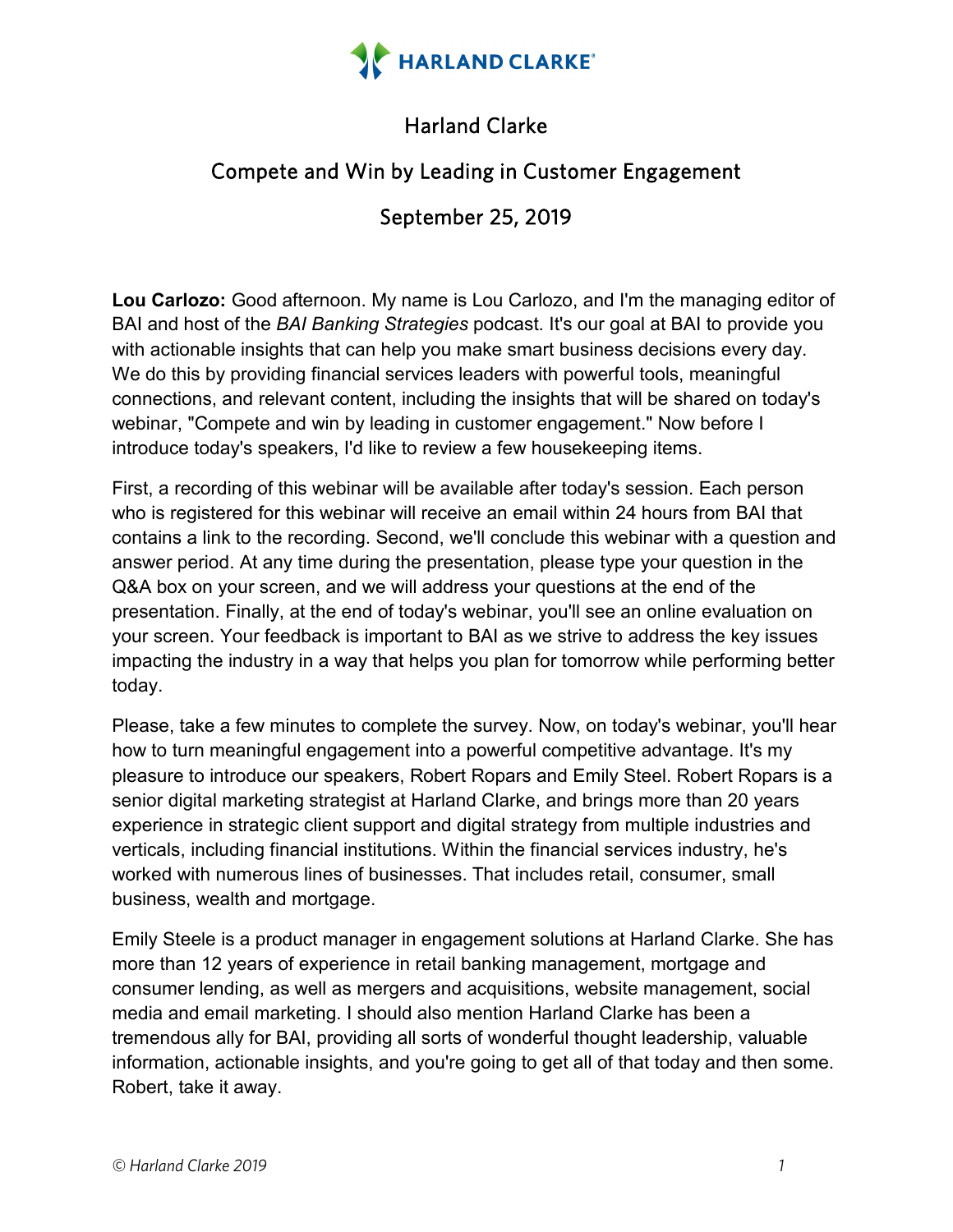# Harland Clarke

## Compete and Win by Leading in Customer Engagement

### September 25, 2019

**Lou Carlozo:** Good afternoon. My name is Lou Carlozo, and I'm the managing editor of BAI and host of the *BAI Banking Strategies* podcast. It's our goal at BAI to provide you with actionable insights that can help you make smart business decisions every day. We do this by providing financial services leaders with powerful tools, meaningful connections, and relevant content, including the insights that will be shared on today's webinar, "Compete and win by leading in customer engagement." Now before I introduce today's speakers, I'd like to review a few housekeeping items.

First, a recording of this webinar will be available after today's session. Each person who is registered for this webinar will receive an email within 24 hours from BAI that contains a link to the recording. Second, we'll conclude this webinar with a question and answer period. At any time during the presentation, please type your question in the Q&A box on your screen, and we will address your questions at the end of the presentation. Finally, at the end of today's webinar, you'll see an online evaluation on your screen. Your feedback is important to BAI as we strive to address the key issues impacting the industry in a way that helps you plan for tomorrow while performing better today.

Please, take a few minutes to complete the survey. Now, on today's webinar, you'll hear how to turn meaningful engagement into a powerful competitive advantage. It's my pleasure to introduce our speakers, Robert Ropars and Emily Steel. Robert Ropars is a senior digital marketing strategist at Harland Clarke, and brings more than 20 years experience in strategic client support and digital strategy from multiple industries and verticals, including financial institutions. Within the financial services industry, he's worked with numerous lines of businesses. That includes retail, consumer, small business, wealth and mortgage.

Emily Steele is a product manager in engagement solutions at Harland Clarke. She has more than 12 years of experience in retail banking management, mortgage and consumer lending, as well as mergers and acquisitions, website management, social media and email marketing. I should also mention Harland Clarke has been a tremendous ally for BAI, providing all sorts of wonderful thought leadership, valuable information, actionable insights, and you're going to get all of that today and then some. Robert, take it away.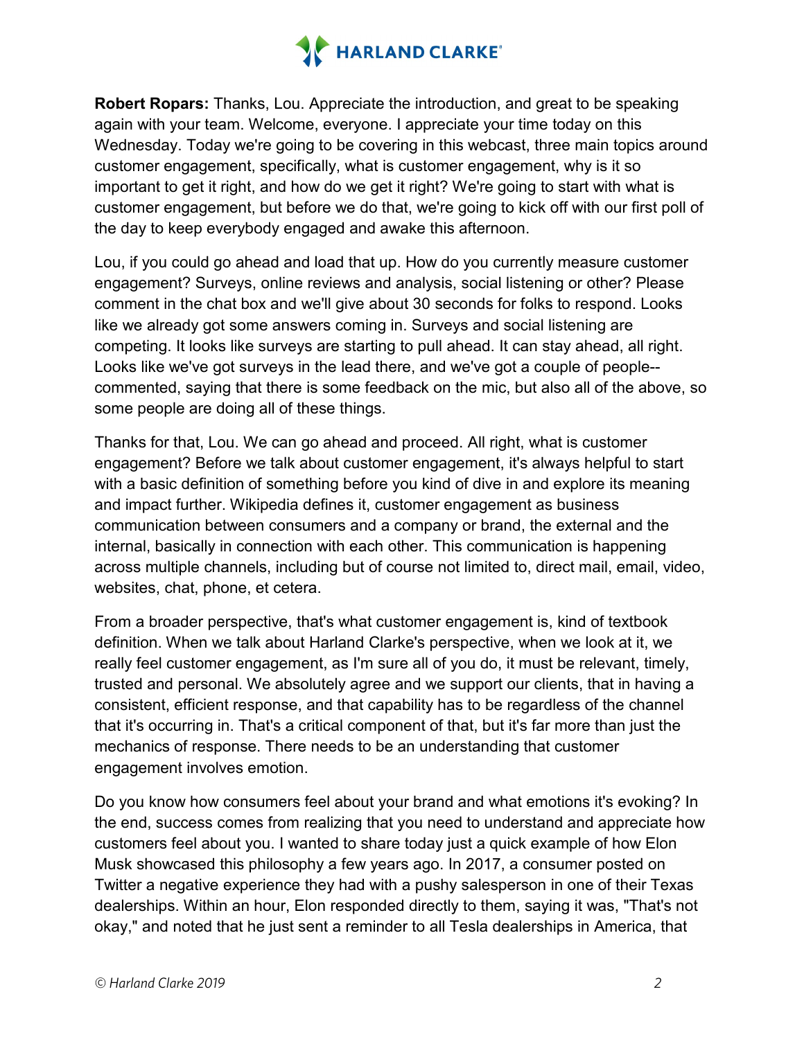**Robert Ropars:** Thanks, Lou. Appreciate the introduction, and great to be speaking again with your team. Welcome, everyone. I appreciate your time today on this Wednesday. Today we're going to be covering in this webcast, three main topics around customer engagement, specifically, what is customer engagement, why is it so important to get it right, and how do we get it right? We're going to start with what is customer engagement, but before we do that, we're going to kick off with our first poll of the day to keep everybody engaged and awake this afternoon.

Lou, if you could go ahead and load that up. How do you currently measure customer engagement? Surveys, online reviews and analysis, social listening or other? Please comment in the chat box and we'll give about 30 seconds for folks to respond. Looks like we already got some answers coming in. Surveys and social listening are competing. It looks like surveys are starting to pull ahead. It can stay ahead, all right. Looks like we've got surveys in the lead there, and we've got a couple of people-- commented, saying that there is some feedback on the mic, but also all of the above, so some people are doing all of these things.

Thanks for that, Lou. We can go ahead and proceed. All right, what is customer engagement? Before we talk about customer engagement, it's always helpful to start with a basic definition of something before you kind of dive in and explore its meaning and impact further. Wikipedia defines it, customer engagement as business communication between consumers and a company or brand, the external and the internal, basically in connection with each other. This communication is happening across multiple channels, including but of course not limited to, direct mail, email, video, websites, chat, phone, et cetera.

From a broader perspective, that's what customer engagement is, kind of textbook definition. When we talk about Harland Clarke's perspective, when we look at it, we really feel customer engagement, as I'm sure all of you do, it must be relevant, timely, trusted and personal. We absolutely agree and we support our clients, that in having a consistent, efficient response, and that capability has to be regardless of the channel that it's occurring in. That's a critical component of that, but it's far more than just the mechanics of response. There needs to be an understanding that customer engagement involves emotion.

Do you know how consumers feel about your brand and what emotions it's evoking? In the end, success comes from realizing that you need to understand and appreciate how customers feel about you. I wanted to share today just a quick example of how Elon Musk showcased this philosophy a few years ago. In 2017, a consumer posted on Twitter a negative experience they had with a pushy salesperson in one of their Texas dealerships. Within an hour, Elon responded directly to them, saying it was, "That's not okay," and noted that he just sent a reminder to all Tesla dealerships in America, that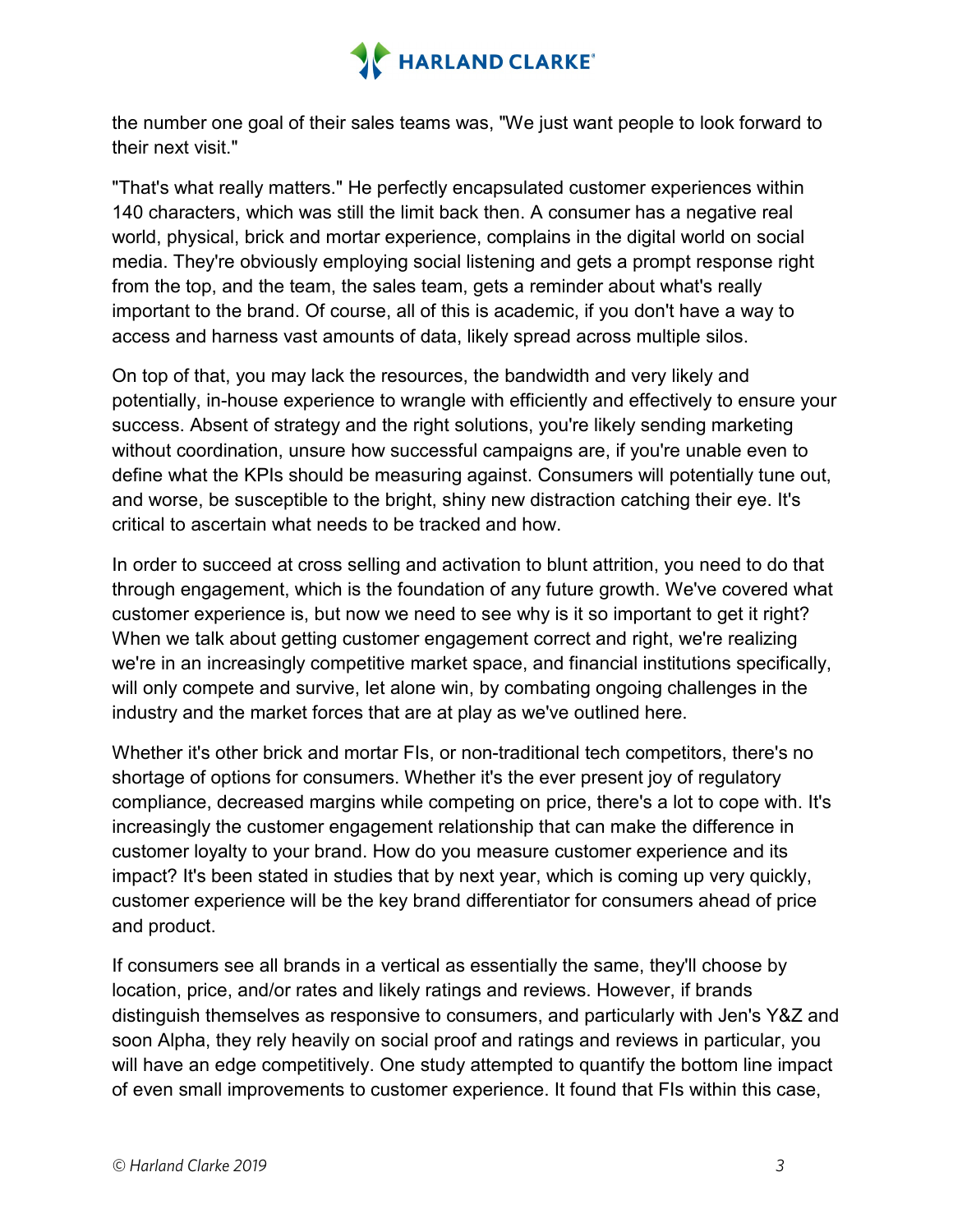the number one goal of their sales teams was, "We just want people to look forward to their next visit."

"That's what really matters." He perfectly encapsulated customer experiences within 140 characters, which was still the limit back then. A consumer has a negative real world, physical, brick and mortar experience, complains in the digital world on social media. They're obviously employing social listening and gets a prompt response right from the top, and the team, the sales team, gets a reminder about what's really important to the brand. Of course, all of this is academic, if you don't have a way to access and harness vast amounts of data, likely spread across multiple silos.

On top of that, you may lack the resources, the bandwidth and very likely and potentially, in-house experience to wrangle with efficiently and effectively to ensure your success. Absent of strategy and the right solutions, you're likely sending marketing without coordination, unsure how successful campaigns are, if you're unable even to define what the KPIs should be measuring against. Consumers will potentially tune out, and worse, be susceptible to the bright, shiny new distraction catching their eye. It's critical to ascertain what needs to be tracked and how.

In order to succeed at cross selling and activation to blunt attrition, you need to do that through engagement, which is the foundation of any future growth. We've covered what customer experience is, but now we need to see why is it so important to get it right? When we talk about getting customer engagement correct and right, we're realizing we're in an increasingly competitive market space, and financial institutions specifically, will only compete and survive, let alone win, by combating ongoing challenges in the industry and the market forces that are at play as we've outlined here.

Whether it's other brick and mortar FIs, or non-traditional tech competitors, there's no shortage of options for consumers. Whether it's the ever present joy of regulatory compliance, decreased margins while competing on price, there's a lot to cope with. It's increasingly the customer engagement relationship that can make the difference in customer loyalty to your brand. How do you measure customer experience and its impact? It's been stated in studies that by next year, which is coming up very quickly, customer experience will be the key brand differentiator for consumers ahead of price and product.

If consumers see all brands in a vertical as essentially the same, they'll choose by location, price, and/or rates and likely ratings and reviews. However, if brands distinguish themselves as responsive to consumers, and particularly with Jen's Y&Z and soon Alpha, they rely heavily on social proof and ratings and reviews in particular, you will have an edge competitively. One study attempted to quantify the bottom line impact of even small improvements to customer experience. It found that FIs within this case,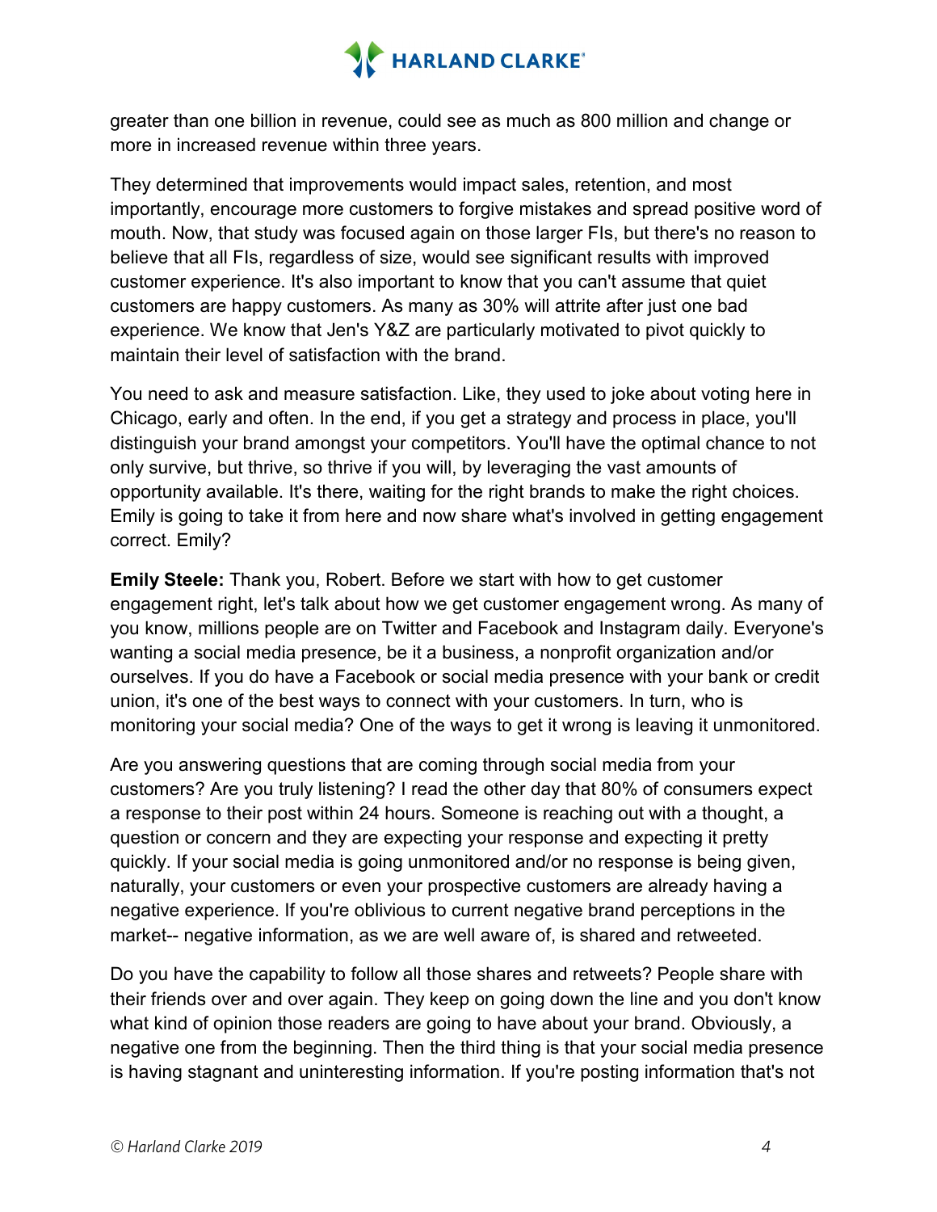greater than one billion in revenue, could see as much as 800 million and change or more in increased revenue within three years.

They determined that improvements would impact sales, retention, and most importantly, encourage more customers to forgive mistakes and spread positive word of mouth. Now, that study was focused again on those larger FIs, but there's no reason to believe that all FIs, regardless of size, would see significant results with improved customer experience. It's also important to know that you can't assume that quiet customers are happy customers. As many as 30% will attrite after just one bad experience. We know that Jen's Y&Z are particularly motivated to pivot quickly to maintain their level of satisfaction with the brand.

You need to ask and measure satisfaction. Like, they used to joke about voting here in Chicago, early and often. In the end, if you get a strategy and process in place, you'll distinguish your brand amongst your competitors. You'll have the optimal chance to not only survive, but thrive, so thrive if you will, by leveraging the vast amounts of opportunity available. It's there, waiting for the right brands to make the right choices. Emily is going to take it from here and now share what's involved in getting engagement correct. Emily?

**Emily Steele:** Thank you, Robert. Before we start with how to get customer engagement right, let's talk about how we get customer engagement wrong. As many of you know, millions people are on Twitter and Facebook and Instagram daily. Everyone's wanting a social media presence, be it a business, a nonprofit organization and/or ourselves. If you do have a Facebook or social media presence with your bank or credit union, it's one of the best ways to connect with your customers. In turn, who is monitoring your social media? One of the ways to get it wrong is leaving it unmonitored.

Are you answering questions that are coming through social media from your customers? Are you truly listening? I read the other day that 80% of consumers expect a response to their post within 24 hours. Someone is reaching out with a thought, a question or concern and they are expecting your response and expecting it pretty quickly. If your social media is going unmonitored and/or no response is being given, naturally, your customers or even your prospective customers are already having a negative experience. If you're oblivious to current negative brand perceptions in the market-- negative information, as we are well aware of, is shared and retweeted.

Do you have the capability to follow all those shares and retweets? People share with their friends over and over again. They keep on going down the line and you don't know what kind of opinion those readers are going to have about your brand. Obviously, a negative one from the beginning. Then the third thing is that your social media presence is having stagnant and uninteresting information. If you're posting information that's not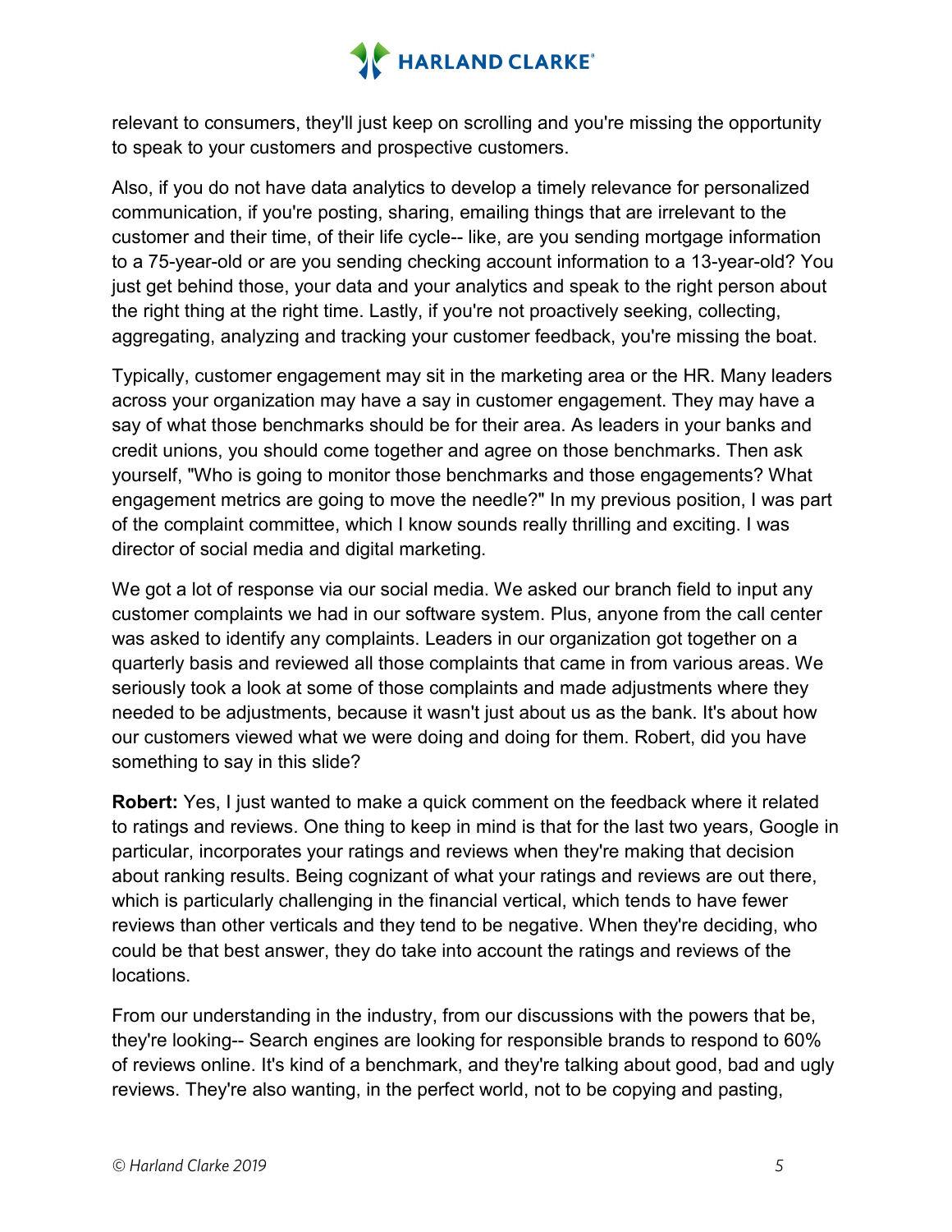relevant to consumers, they'll just keep on scrolling and you're missing the opportunity to speak to your customers and prospective customers.

Also, if you do not have data analytics to develop a timely relevance for personalized communication, if you're posting, sharing, emailing things that are irrelevant to the customer and their time, of their life cycle-- like, are you sending mortgage information to a 75-year-old or are you sending checking account information to a 13-year-old? You just get behind those, your data and your analytics and speak to the right person about the right thing at the right time. Lastly, if you're not proactively seeking, collecting, aggregating, analyzing and tracking your customer feedback, you're missing the boat.

Typically, customer engagement may sit in the marketing area or the HR. Many leaders across your organization may have a say in customer engagement. They may have a say of what those benchmarks should be for their area. As leaders in your banks and credit unions, you should come together and agree on those benchmarks. Then ask yourself, "Who is going to monitor those benchmarks and those engagements? What engagement metrics are going to move the needle?" In my previous position, I was part of the complaint committee, which I know sounds really thrilling and exciting. I was director of social media and digital marketing.

We got a lot of response via our social media. We asked our branch field to input any customer complaints we had in our software system. Plus, anyone from the call center was asked to identify any complaints. Leaders in our organization got together on a quarterly basis and reviewed all those complaints that came in from various areas. We seriously took a look at some of those complaints and made adjustments where they needed to be adjustments, because it wasn't just about us as the bank. It's about how our customers viewed what we were doing and doing for them. Robert, did you have something to say in this slide?

**Robert:** Yes, I just wanted to make a quick comment on the feedback where it related to ratings and reviews. One thing to keep in mind is that for the last two years, Google in particular, incorporates your ratings and reviews when they're making that decision about ranking results. Being cognizant of what your ratings and reviews are out there, which is particularly challenging in the financial vertical, which tends to have fewer reviews than other verticals and they tend to be negative. When they're deciding, who could be that best answer, they do take into account the ratings and reviews of the locations.

From our understanding in the industry, from our discussions with the powers that be, they're looking-- Search engines are looking for responsible brands to respond to 60% of reviews online. It's kind of a benchmark, and they're talking about good, bad and ugly reviews. They're also wanting, in the perfect world, not to be copying and pasting,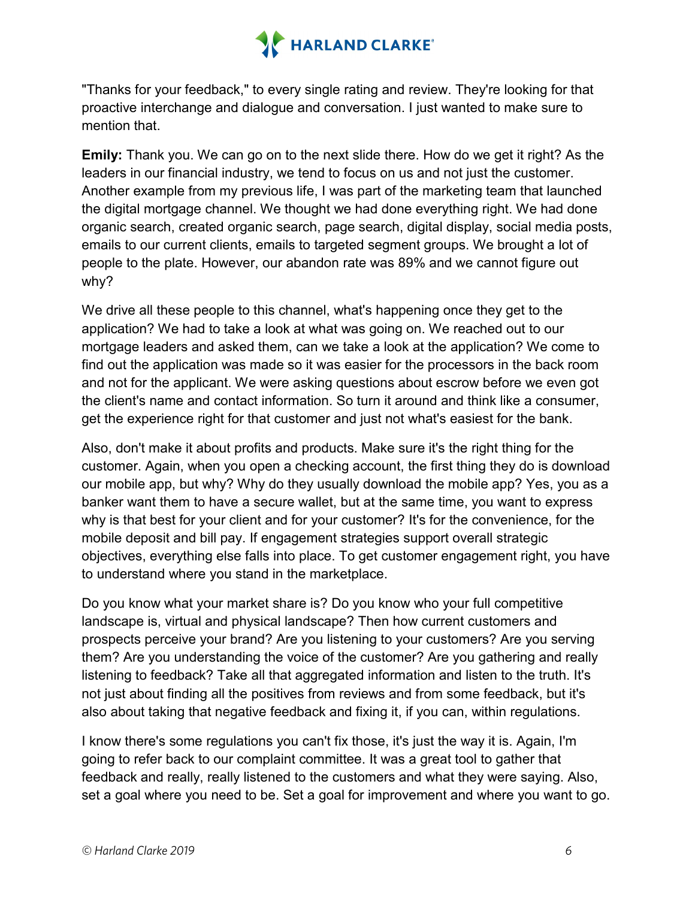"Thanks for your feedback," to every single rating and review. They're looking for that proactive interchange and dialogue and conversation. I just wanted to make sure to mention that.

**Emily:** Thank you. We can go on to the next slide there. How do we get it right? As the leaders in our financial industry, we tend to focus on us and not just the customer. Another example from my previous life, I was part of the marketing team that launched the digital mortgage channel. We thought we had done everything right. We had done organic search, created organic search, page search, digital display, social media posts, emails to our current clients, emails to targeted segment groups. We brought a lot of people to the plate. However, our abandon rate was 89% and we cannot figure out why?

We drive all these people to this channel, what's happening once they get to the application? We had to take a look at what was going on. We reached out to our mortgage leaders and asked them, can we take a look at the application? We come to find out the application was made so it was easier for the processors in the back room and not for the applicant. We were asking questions about escrow before we even got the client's name and contact information. So turn it around and think like a consumer, get the experience right for that customer and just not what's easiest for the bank.

Also, don't make it about profits and products. Make sure it's the right thing for the customer. Again, when you open a checking account, the first thing they do is download our mobile app, but why? Why do they usually download the mobile app? Yes, you as a banker want them to have a secure wallet, but at the same time, you want to express why is that best for your client and for your customer? It's for the convenience, for the mobile deposit and bill pay. If engagement strategies support overall strategic objectives, everything else falls into place. To get customer engagement right, you have to understand where you stand in the marketplace.

Do you know what your market share is? Do you know who your full competitive landscape is, virtual and physical landscape? Then how current customers and prospects perceive your brand? Are you listening to your customers? Are you serving them? Are you understanding the voice of the customer? Are you gathering and really listening to feedback? Take all that aggregated information and listen to the truth. It's not just about finding all the positives from reviews and from some feedback, but it's also about taking that negative feedback and fixing it, if you can, within regulations.

I know there's some regulations you can't fix those, it's just the way it is. Again, I'm going to refer back to our complaint committee. It was a great tool to gather that feedback and really, really listened to the customers and what they were saying. Also, set a goal where you need to be. Set a goal for improvement and where you want to go.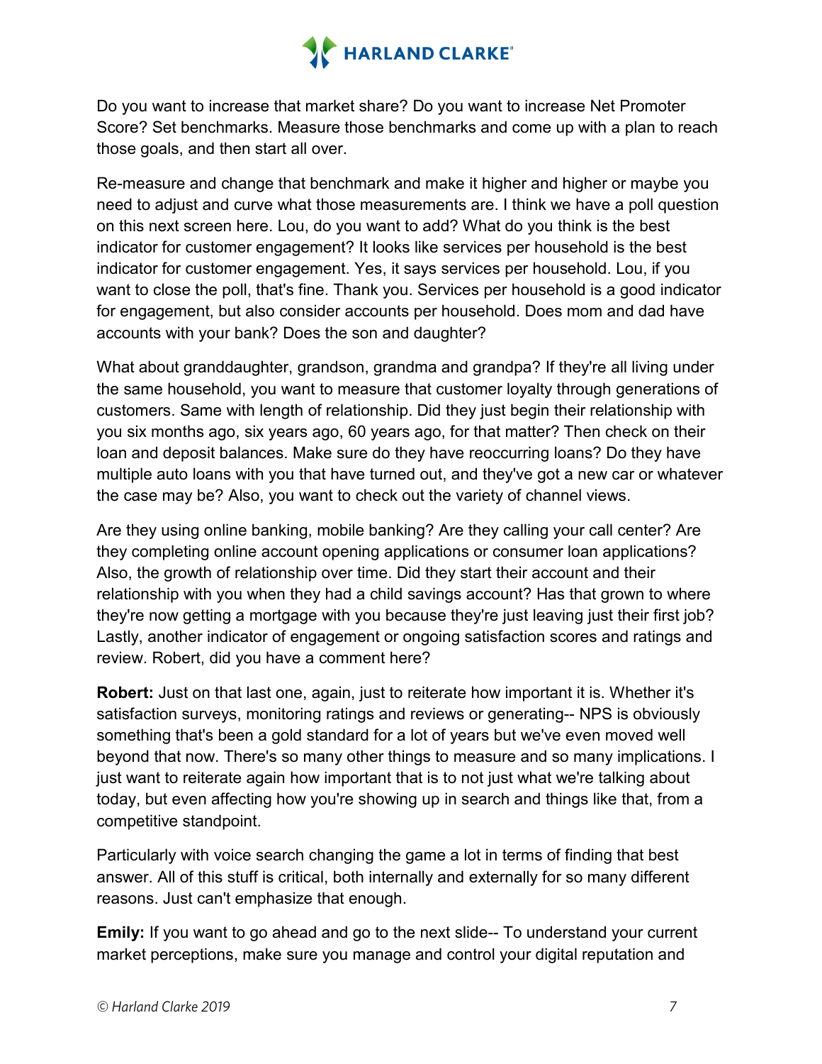Do you want to increase that market share? Do you want to increase Net Promoter Score? Set benchmarks. Measure those benchmarks and come up with a plan to reach those goals, and then start all over.

Re-measure and change that benchmark and make it higher and higher or maybe you need to adjust and curve what those measurements are. I think we have a poll question on this next screen here. Lou, do you want to add? What do you think is the best indicator for customer engagement? It looks like services per household is the best indicator for customer engagement. Yes, it says services per household. Lou, if you want to close the poll, that's fine. Thank you. Services per household is a good indicator for engagement, but also consider accounts per household. Does mom and dad have accounts with your bank? Does the son and daughter?

What about granddaughter, grandson, grandma and grandpa? If they're all living under the same household, you want to measure that customer loyalty through generations of customers. Same with length of relationship. Did they just begin their relationship with you six months ago, six years ago, 60 years ago, for that matter? Then check on their loan and deposit balances. Make sure do they have reoccurring loans? Do they have multiple auto loans with you that have turned out, and they've got a new car or whatever the case may be? Also, you want to check out the variety of channel views.

Are they using online banking, mobile banking? Are they calling your call center? Are they completing online account opening applications or consumer loan applications? Also, the growth of relationship over time. Did they start their account and their relationship with you when they had a child savings account? Has that grown to where they're now getting a mortgage with you because they're just leaving just their first job? Lastly, another indicator of engagement or ongoing satisfaction scores and ratings and review. Robert, did you have a comment here?

**Robert:** Just on that last one, again, just to reiterate how important it is. Whether it's satisfaction surveys, monitoring ratings and reviews or generating-- NPS is obviously something that's been a gold standard for a lot of years but we've even moved well beyond that now. There's so many other things to measure and so many implications. I just want to reiterate again how important that is to not just what we're talking about today, but even affecting how you're showing up in search and things like that, from a competitive standpoint.

Particularly with voice search changing the game a lot in terms of finding that best answer. All of this stuff is critical, both internally and externally for so many different reasons. Just can't emphasize that enough.

**Emily:** If you want to go ahead and go to the next slide-- To understand your current market perceptions, make sure you manage and control your digital reputation and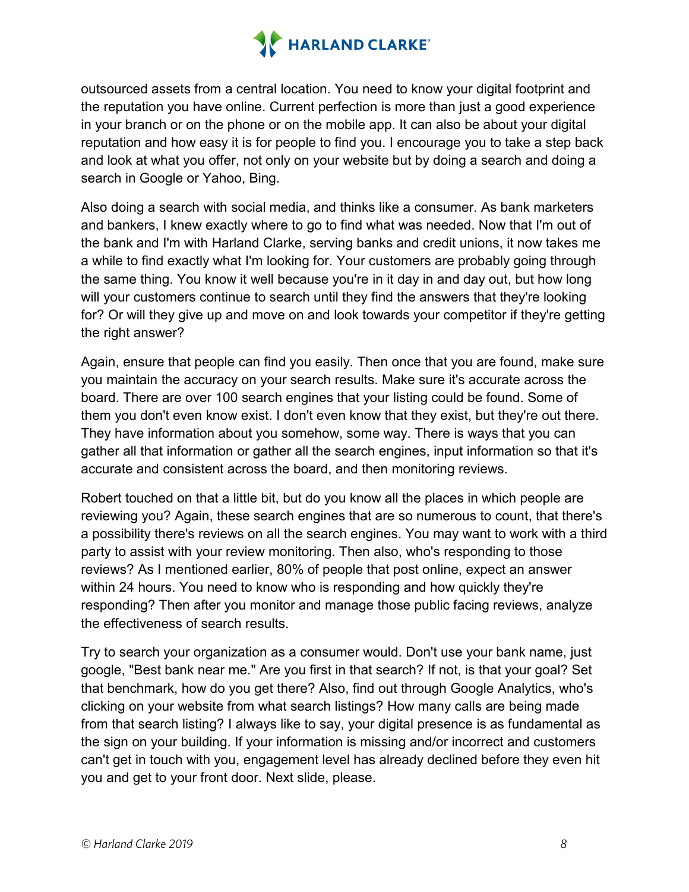outsourced assets from a central location. You need to know your digital footprint and the reputation you have online. Current perfection is more than just a good experience in your branch or on the phone or on the mobile app. It can also be about your digital reputation and how easy it is for people to find you. I encourage you to take a step back and look at what you offer, not only on your website but by doing a search and doing a search in Google or Yahoo, Bing.

Also doing a search with social media, and thinks like a consumer. As bank marketers and bankers, I knew exactly where to go to find what was needed. Now that I'm out of the bank and I'm with Harland Clarke, serving banks and credit unions, it now takes me a while to find exactly what I'm looking for. Your customers are probably going through the same thing. You know it well because you're in it day in and day out, but how long will your customers continue to search until they find the answers that they're looking for? Or will they give up and move on and look towards your competitor if they're getting the right answer?

Again, ensure that people can find you easily. Then once that you are found, make sure you maintain the accuracy on your search results. Make sure it's accurate across the board. There are over 100 search engines that your listing could be found. Some of them you don't even know exist. I don't even know that they exist, but they're out there. They have information about you somehow, some way. There is ways that you can gather all that information or gather all the search engines, input information so that it's accurate and consistent across the board, and then monitoring reviews.

Robert touched on that a little bit, but do you know all the places in which people are reviewing you? Again, these search engines that are so numerous to count, that there's a possibility there's reviews on all the search engines. You may want to work with a third party to assist with your review monitoring. Then also, who's responding to those reviews? As I mentioned earlier, 80% of people that post online, expect an answer within 24 hours. You need to know who is responding and how quickly they're responding? Then after you monitor and manage those public facing reviews, analyze the effectiveness of search results.

Try to search your organization as a consumer would. Don't use your bank name, just google, "Best bank near me." Are you first in that search? If not, is that your goal? Set that benchmark, how do you get there? Also, find out through Google Analytics, who's clicking on your website from what search listings? How many calls are being made from that search listing? I always like to say, your digital presence is as fundamental as the sign on your building. If your information is missing and/or incorrect and customers can't get in touch with you, engagement level has already declined before they even hit you and get to your front door. Next slide, please.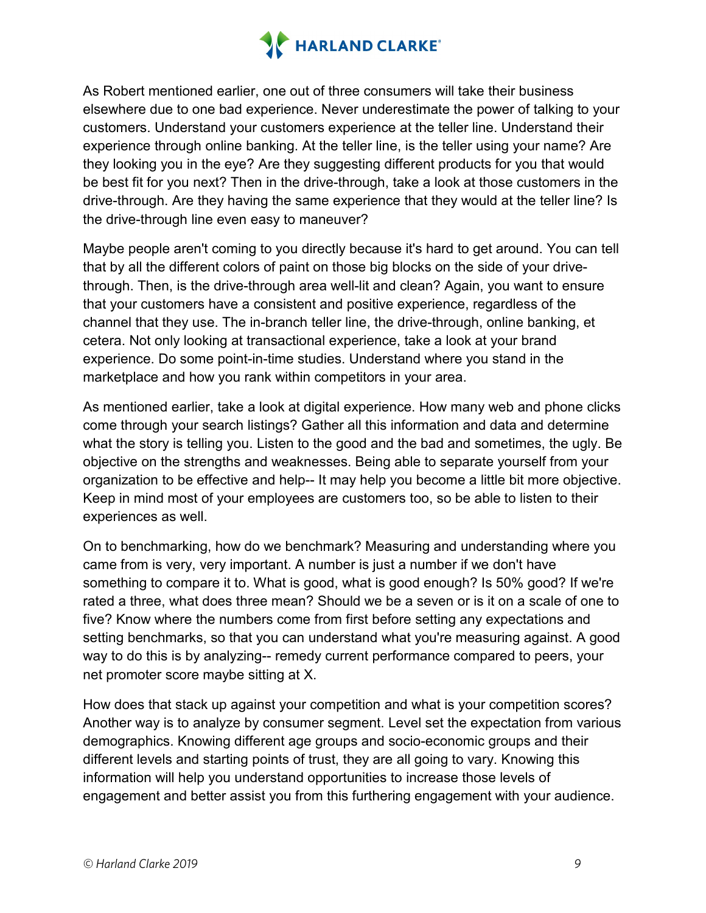As Robert mentioned earlier, one out of three consumers will take their business elsewhere due to one bad experience. Never underestimate the power of talking to your customers. Understand your customers experience at the teller line. Understand their experience through online banking. At the teller line, is the teller using your name? Are they looking you in the eye? Are they suggesting different products for you that would be best fit for you next? Then in the drive-through, take a look at those customers in the drive-through. Are they having the same experience that they would at the teller line? Is the drive-through line even easy to maneuver?

Maybe people aren't coming to you directly because it's hard to get around. You can tell that by all the different colors of paint on those big blocks on the side of your drive-through. Then, is the drive-through area well-lit and clean? Again, you want to ensure that your customers have a consistent and positive experience, regardless of the channel that they use. The in-branch teller line, the drive-through, online banking, et cetera. Not only looking at transactional experience, take a look at your brand experience. Do some point-in-time studies. Understand where you stand in the marketplace and how you rank within competitors in your area.

As mentioned earlier, take a look at digital experience. How many web and phone clicks come through your search listings? Gather all this information and data and determine what the story is telling you. Listen to the good and the bad and sometimes, the ugly. Be objective on the strengths and weaknesses. Being able to separate yourself from your organization to be effective and help-- It may help you become a little bit more objective. Keep in mind most of your employees are customers too, so be able to listen to their experiences as well.

On to benchmarking, how do we benchmark? Measuring and understanding where you came from is very, very important. A number is just a number if we don't have something to compare it to. What is good, what is good enough? Is 50% good? If we're rated a three, what does three mean? Should we be a seven or is it on a scale of one to five? Know where the numbers come from first before setting any expectations and setting benchmarks, so that you can understand what you're measuring against. A good way to do this is by analyzing-- remedy current performance compared to peers, your net promoter score maybe sitting at X.

How does that stack up against your competition and what is your competition scores? Another way is to analyze by consumer segment. Level set the expectation from various demographics. Knowing different age groups and socio-economic groups and their different levels and starting points of trust, they are all going to vary. Knowing this information will help you understand opportunities to increase those levels of engagement and better assist you from this furthering engagement with your audience.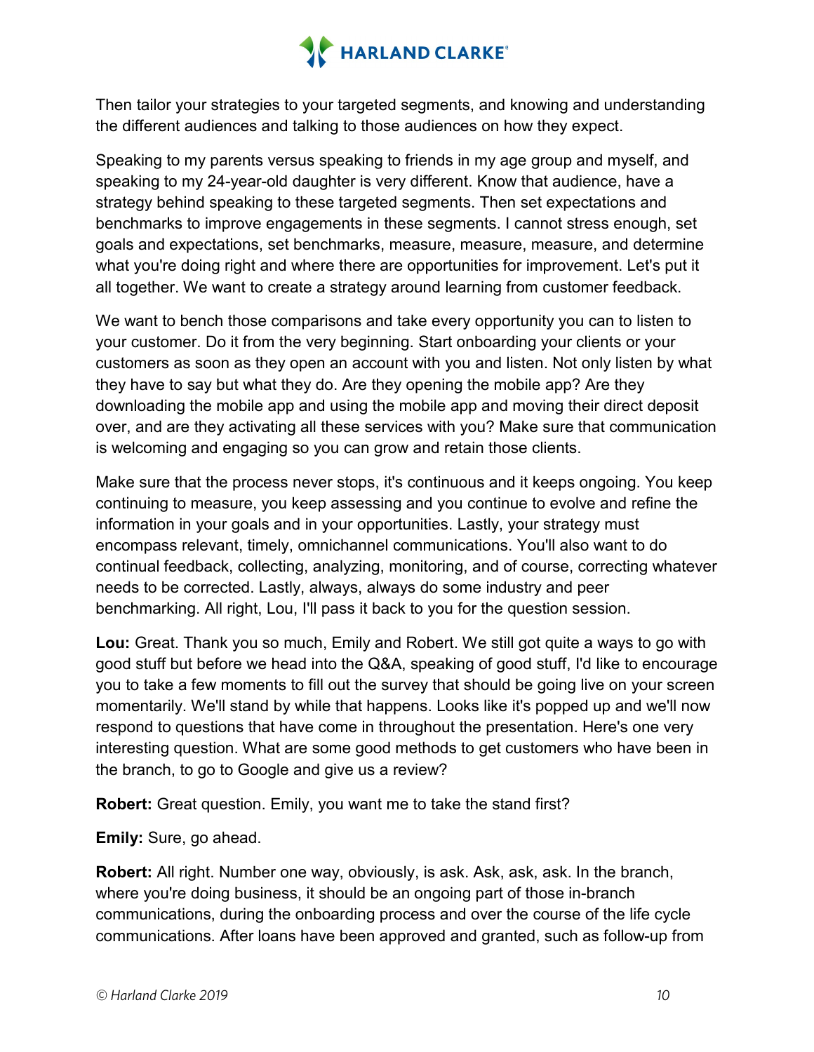Then tailor your strategies to your targeted segments, and knowing and understanding the different audiences and talking to those audiences on how they expect.

Speaking to my parents versus speaking to friends in my age group and myself, and speaking to my 24-year-old daughter is very different. Know that audience, have a strategy behind speaking to these targeted segments. Then set expectations and benchmarks to improve engagements in these segments. I cannot stress enough, set goals and expectations, set benchmarks, measure, measure, measure, and determine what you're doing right and where there are opportunities for improvement. Let's put it all together. We want to create a strategy around learning from customer feedback.

We want to bench those comparisons and take every opportunity you can to listen to your customer. Do it from the very beginning. Start onboarding your clients or your customers as soon as they open an account with you and listen. Not only listen by what they have to say but what they do. Are they opening the mobile app? Are they downloading the mobile app and using the mobile app and moving their direct deposit over, and are they activating all these services with you? Make sure that communication is welcoming and engaging so you can grow and retain those clients.

Make sure that the process never stops, it's continuous and it keeps ongoing. You keep continuing to measure, you keep assessing and you continue to evolve and refine the information in your goals and in your opportunities. Lastly, your strategy must encompass relevant, timely, omnichannel communications. You'll also want to do continual feedback, collecting, analyzing, monitoring, and of course, correcting whatever needs to be corrected. Lastly, always, always do some industry and peer benchmarking. All right, Lou, I'll pass it back to you for the question session.

**Lou:** Great. Thank you so much, Emily and Robert. We still got quite a ways to go with good stuff but before we head into the Q&A, speaking of good stuff, I'd like to encourage you to take a few moments to fill out the survey that should be going live on your screen momentarily. We'll stand by while that happens. Looks like it's popped up and we'll now respond to questions that have come in throughout the presentation. Here's one very interesting question. What are some good methods to get customers who have been in the branch, to go to Google and give us a review?

**Robert:** Great question. Emily, you want me to take the stand first?

**Emily:** Sure, go ahead.

**Robert:** All right. Number one way, obviously, is ask. Ask, ask, ask. In the branch, where you're doing business, it should be an ongoing part of those in-branch communications, during the onboarding process and over the course of the life cycle communications. After loans have been approved and granted, such as follow-up from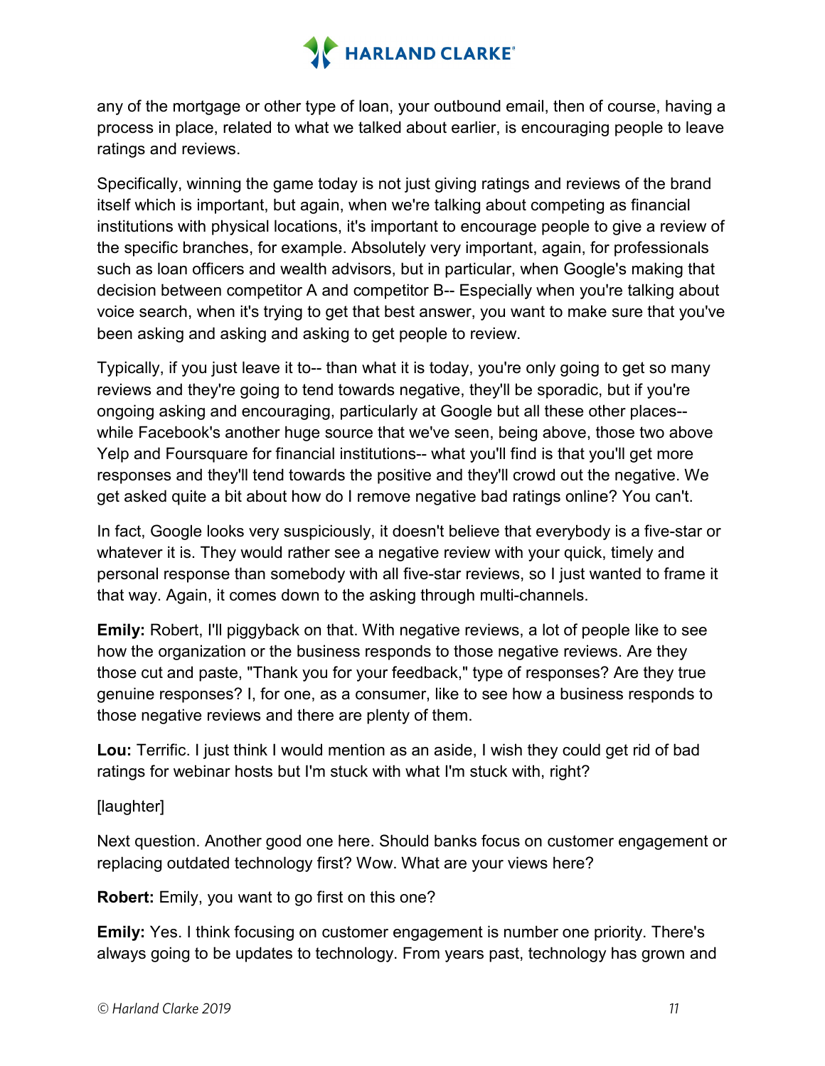any of the mortgage or other type of loan, your outbound email, then of course, having a process in place, related to what we talked about earlier, is encouraging people to leave ratings and reviews.

Specifically, winning the game today is not just giving ratings and reviews of the brand itself which is important, but again, when we're talking about competing as financial institutions with physical locations, it's important to encourage people to give a review of the specific branches, for example. Absolutely very important, again, for professionals such as loan officers and wealth advisors, but in particular, when Google's making that decision between competitor A and competitor B-- Especially when you're talking about voice search, when it's trying to get that best answer, you want to make sure that you've been asking and asking and asking to get people to review.

Typically, if you just leave it to-- than what it is today, you're only going to get so many reviews and they're going to tend towards negative, they'll be sporadic, but if you're ongoing asking and encouraging, particularly at Google but all these other places-- while Facebook's another huge source that we've seen, being above, those two above Yelp and Foursquare for financial institutions-- what you'll find is that you'll get more responses and they'll tend towards the positive and they'll crowd out the negative. We get asked quite a bit about how do I remove negative bad ratings online? You can't.

In fact, Google looks very suspiciously, it doesn't believe that everybody is a five-star or whatever it is. They would rather see a negative review with your quick, timely and personal response than somebody with all five-star reviews, so I just wanted to frame it that way. Again, it comes down to the asking through multi-channels.

**Emily:** Robert, I'll piggyback on that. With negative reviews, a lot of people like to see how the organization or the business responds to those negative reviews. Are they those cut and paste, "Thank you for your feedback," type of responses? Are they true genuine responses? I, for one, as a consumer, like to see how a business responds to those negative reviews and there are plenty of them.

**Lou:** Terrific. I just think I would mention as an aside, I wish they could get rid of bad ratings for webinar hosts but I'm stuck with what I'm stuck with, right?

[laughter]

Next question. Another good one here. Should banks focus on customer engagement or replacing outdated technology first? Wow. What are your views here?

**Robert:** Emily, you want to go first on this one?

**Emily:** Yes. I think focusing on customer engagement is number one priority. There's always going to be updates to technology. From years past, technology has grown and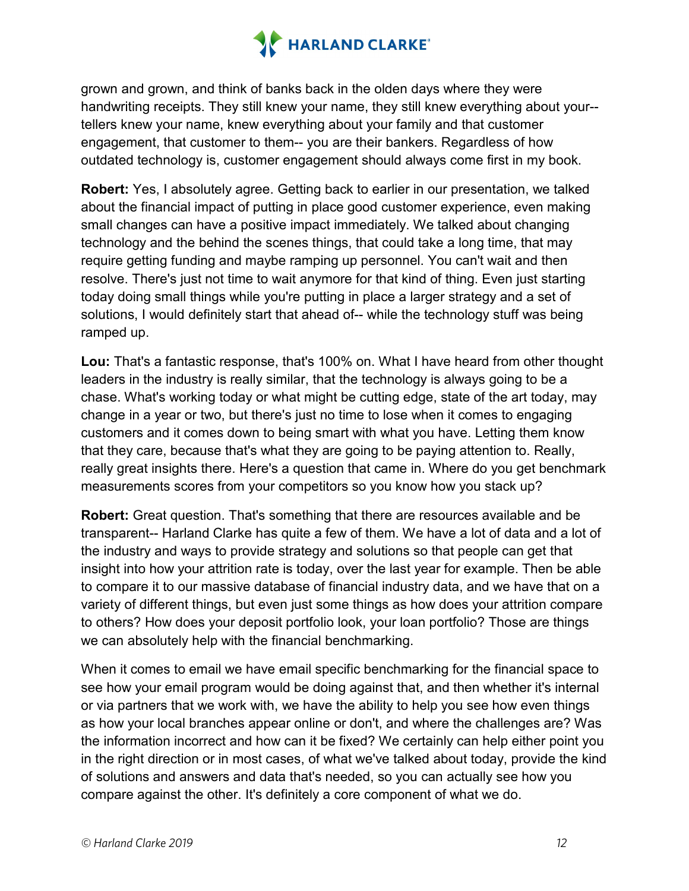grown and grown, and think of banks back in the olden days where they were handwriting receipts. They still knew your name, they still knew everything about your-- tellers knew your name, knew everything about your family and that customer engagement, that customer to them-- you are their bankers. Regardless of how outdated technology is, customer engagement should always come first in my book.

**Robert:** Yes, I absolutely agree. Getting back to earlier in our presentation, we talked about the financial impact of putting in place good customer experience, even making small changes can have a positive impact immediately. We talked about changing technology and the behind the scenes things, that could take a long time, that may require getting funding and maybe ramping up personnel. You can't wait and then resolve. There's just not time to wait anymore for that kind of thing. Even just starting today doing small things while you're putting in place a larger strategy and a set of solutions, I would definitely start that ahead of-- while the technology stuff was being ramped up.

**Lou:** That's a fantastic response, that's 100% on. What I have heard from other thought leaders in the industry is really similar, that the technology is always going to be a chase. What's working today or what might be cutting edge, state of the art today, may change in a year or two, but there's just no time to lose when it comes to engaging customers and it comes down to being smart with what you have. Letting them know that they care, because that's what they are going to be paying attention to. Really, really great insights there. Here's a question that came in. Where do you get benchmark measurements scores from your competitors so you know how you stack up?

**Robert:** Great question. That's something that there are resources available and be transparent-- Harland Clarke has quite a few of them. We have a lot of data and a lot of the industry and ways to provide strategy and solutions so that people can get that insight into how your attrition rate is today, over the last year for example. Then be able to compare it to our massive database of financial industry data, and we have that on a variety of different things, but even just some things as how does your attrition compare to others? How does your deposit portfolio look, your loan portfolio? Those are things we can absolutely help with the financial benchmarking.

When it comes to email we have email specific benchmarking for the financial space to see how your email program would be doing against that, and then whether it's internal or via partners that we work with, we have the ability to help you see how even things as how your local branches appear online or don't, and where the challenges are? Was the information incorrect and how can it be fixed? We certainly can help either point you in the right direction or in most cases, of what we've talked about today, provide the kind of solutions and answers and data that's needed, so you can actually see how you compare against the other. It's definitely a core component of what we do.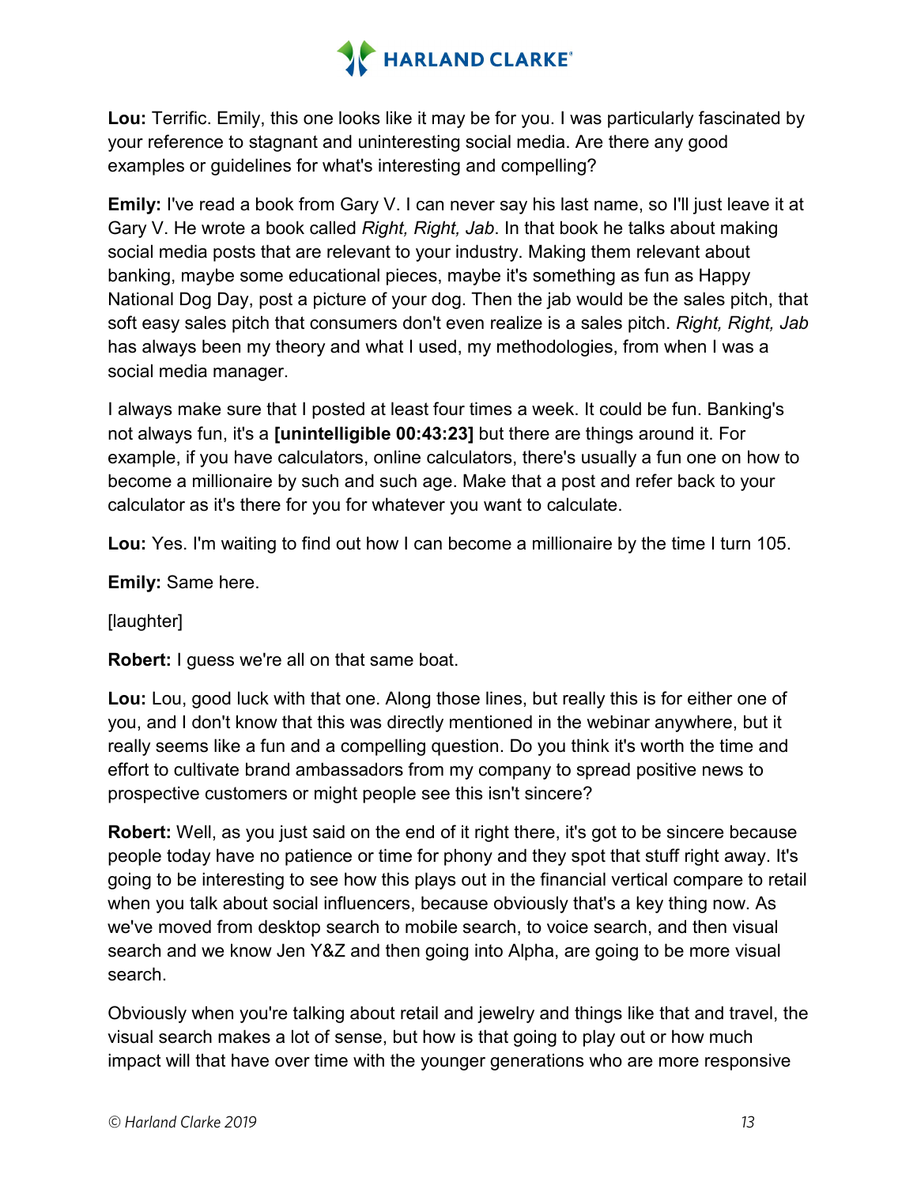**Lou:** Terrific. Emily, this one looks like it may be for you. I was particularly fascinated by your reference to stagnant and uninteresting social media. Are there any good examples or guidelines for what's interesting and compelling?

**Emily:** I've read a book from Gary V. I can never say his last name, so I'll just leave it at Gary V. He wrote a book called *Right, Right, Jab*. In that book he talks about making social media posts that are relevant to your industry. Making them relevant about banking, maybe some educational pieces, maybe it's something as fun as Happy National Dog Day, post a picture of your dog. Then the jab would be the sales pitch, that soft easy sales pitch that consumers don't even realize is a sales pitch. *Right, Right, Jab* has always been my theory and what I used, my methodologies, from when I was a social media manager.

I always make sure that I posted at least four times a week. It could be fun. Banking's not always fun, it's a **[unintelligible 00:43:23]** but there are things around it. For example, if you have calculators, online calculators, there's usually a fun one on how to become a millionaire by such and such age. Make that a post and refer back to your calculator as it's there for you for whatever you want to calculate.

**Lou:** Yes. I'm waiting to find out how I can become a millionaire by the time I turn 105.

**Emily:** Same here.

[laughter]

**Robert:** I guess we're all on that same boat.

**Lou:** Lou, good luck with that one. Along those lines, but really this is for either one of you, and I don't know that this was directly mentioned in the webinar anywhere, but it really seems like a fun and a compelling question. Do you think it's worth the time and effort to cultivate brand ambassadors from my company to spread positive news to prospective customers or might people see this isn't sincere?

**Robert:** Well, as you just said on the end of it right there, it's got to be sincere because people today have no patience or time for phony and they spot that stuff right away. It's going to be interesting to see how this plays out in the financial vertical compare to retail when you talk about social influencers, because obviously that's a key thing now. As we've moved from desktop search to mobile search, to voice search, and then visual search and we know Jen Y&Z and then going into Alpha, are going to be more visual search.

Obviously when you're talking about retail and jewelry and things like that and travel, the visual search makes a lot of sense, but how is that going to play out or how much impact will that have over time with the younger generations who are more responsive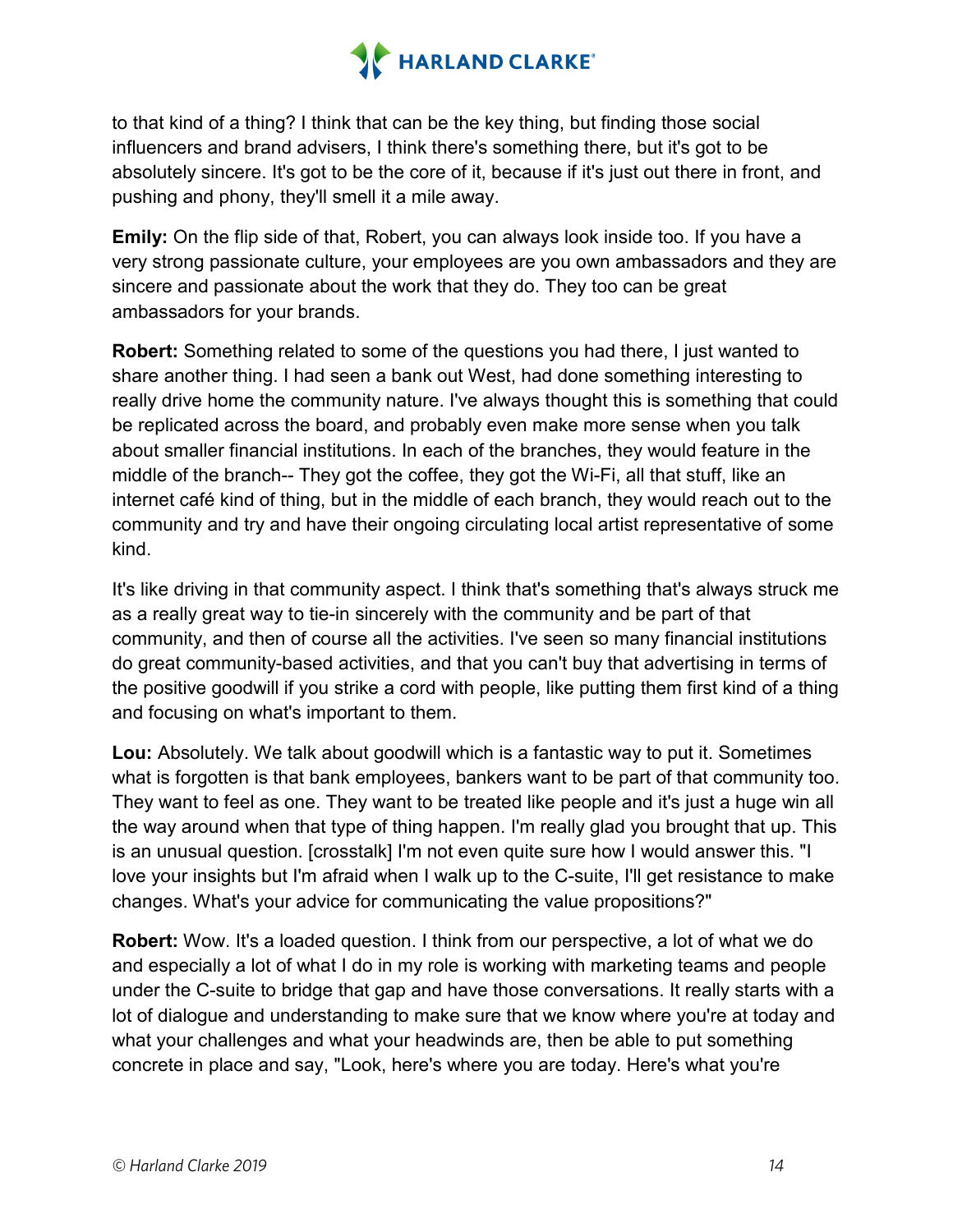to that kind of a thing? I think that can be the key thing, but finding those social influencers and brand advisers, I think there's something there, but it's got to be absolutely sincere. It's got to be the core of it, because if it's just out there in front, and pushing and phony, they'll smell it a mile away.

**Emily:** On the flip side of that, Robert, you can always look inside too. If you have a very strong passionate culture, your employees are you own ambassadors and they are sincere and passionate about the work that they do. They too can be great ambassadors for your brands.

**Robert:** Something related to some of the questions you had there, I just wanted to share another thing. I had seen a bank out West, had done something interesting to really drive home the community nature. I've always thought this is something that could be replicated across the board, and probably even make more sense when you talk about smaller financial institutions. In each of the branches, they would feature in the middle of the branch-- They got the coffee, they got the Wi-Fi, all that stuff, like an internet café kind of thing, but in the middle of each branch, they would reach out to the community and try and have their ongoing circulating local artist representative of some kind.

It's like driving in that community aspect. I think that's something that's always struck me as a really great way to tie-in sincerely with the community and be part of that community, and then of course all the activities. I've seen so many financial institutions do great community-based activities, and that you can't buy that advertising in terms of the positive goodwill if you strike a cord with people, like putting them first kind of a thing and focusing on what's important to them.

**Lou:** Absolutely. We talk about goodwill which is a fantastic way to put it. Sometimes what is forgotten is that bank employees, bankers want to be part of that community too. They want to feel as one. They want to be treated like people and it's just a huge win all the way around when that type of thing happen. I'm really glad you brought that up. This is an unusual question. [crosstalk] I'm not even quite sure how I would answer this. "I love your insights but I'm afraid when I walk up to the C-suite, I'll get resistance to make changes. What's your advice for communicating the value propositions?"

**Robert:** Wow. It's a loaded question. I think from our perspective, a lot of what we do and especially a lot of what I do in my role is working with marketing teams and people under the C-suite to bridge that gap and have those conversations. It really starts with a lot of dialogue and understanding to make sure that we know where you're at today and what your challenges and what your headwinds are, then be able to put something concrete in place and say, "Look, here's where you are today. Here's what you're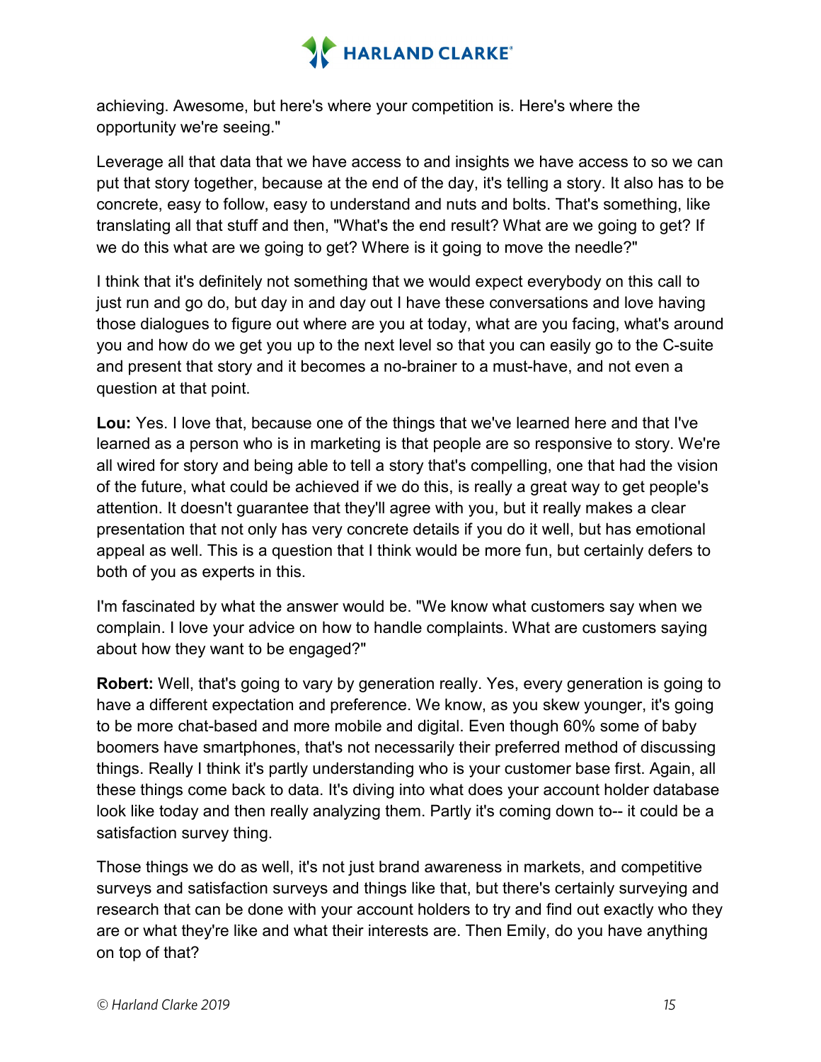achieving. Awesome, but here's where your competition is. Here's where the opportunity we're seeing."

Leverage all that data that we have access to and insights we have access to so we can put that story together, because at the end of the day, it's telling a story. It also has to be concrete, easy to follow, easy to understand and nuts and bolts. That's something, like translating all that stuff and then, "What's the end result? What are we going to get? If we do this what are we going to get? Where is it going to move the needle?"

I think that it's definitely not something that we would expect everybody on this call to just run and go do, but day in and day out I have these conversations and love having those dialogues to figure out where are you at today, what are you facing, what's around you and how do we get you up to the next level so that you can easily go to the C-suite and present that story and it becomes a no-brainer to a must-have, and not even a question at that point.

**Lou:** Yes. I love that, because one of the things that we've learned here and that I've learned as a person who is in marketing is that people are so responsive to story. We're all wired for story and being able to tell a story that's compelling, one that had the vision of the future, what could be achieved if we do this, is really a great way to get people's attention. It doesn't guarantee that they'll agree with you, but it really makes a clear presentation that not only has very concrete details if you do it well, but has emotional appeal as well. This is a question that I think would be more fun, but certainly defers to both of you as experts in this.

I'm fascinated by what the answer would be. "We know what customers say when we complain. I love your advice on how to handle complaints. What are customers saying about how they want to be engaged?"

**Robert:** Well, that's going to vary by generation really. Yes, every generation is going to have a different expectation and preference. We know, as you skew younger, it's going to be more chat-based and more mobile and digital. Even though 60% some of baby boomers have smartphones, that's not necessarily their preferred method of discussing things. Really I think it's partly understanding who is your customer base first. Again, all these things come back to data. It's diving into what does your account holder database look like today and then really analyzing them. Partly it's coming down to-- it could be a satisfaction survey thing.

Those things we do as well, it's not just brand awareness in markets, and competitive surveys and satisfaction surveys and things like that, but there's certainly surveying and research that can be done with your account holders to try and find out exactly who they are or what they're like and what their interests are. Then Emily, do you have anything on top of that?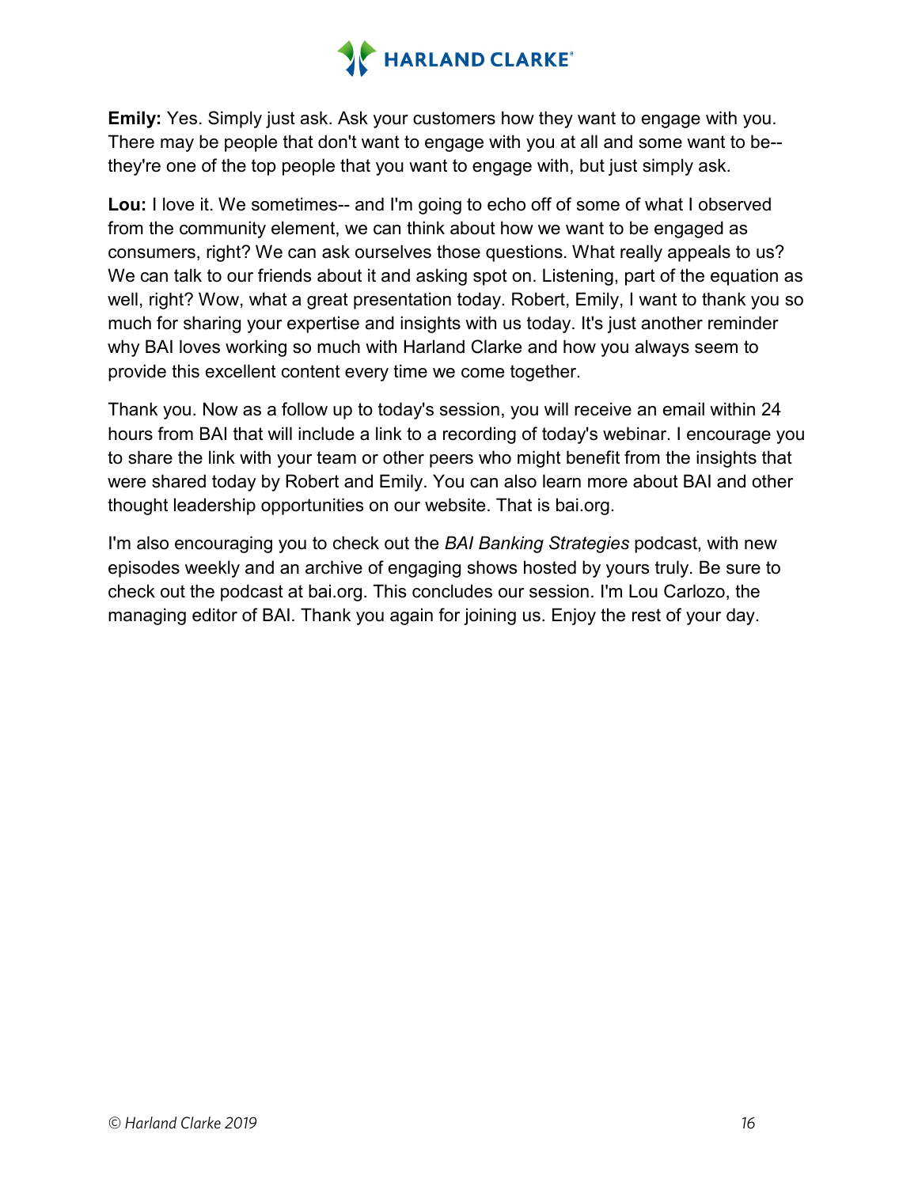**Emily:** Yes. Simply just ask. Ask your customers how they want to engage with you. There may be people that don't want to engage with you at all and some want to be-- they're one of the top people that you want to engage with, but just simply ask.

**Lou:** I love it. We sometimes-- and I'm going to echo off of some of what I observed from the community element, we can think about how we want to be engaged as consumers, right? We can ask ourselves those questions. What really appeals to us? We can talk to our friends about it and asking spot on. Listening, part of the equation as well, right? Wow, what a great presentation today. Robert, Emily, I want to thank you so much for sharing your expertise and insights with us today. It's just another reminder why BAI loves working so much with Harland Clarke and how you always seem to provide this excellent content every time we come together.

Thank you. Now as a follow up to today's session, you will receive an email within 24 hours from BAI that will include a link to a recording of today's webinar. I encourage you to share the link with your team or other peers who might benefit from the insights that were shared today by Robert and Emily. You can also learn more about BAI and other thought leadership opportunities on our website. That is bai.org.

I'm also encouraging you to check out the *BAI Banking Strategies* podcast, with new episodes weekly and an archive of engaging shows hosted by yours truly. Be sure to check out the podcast at bai.org. This concludes our session. I'm Lou Carlozo, the managing editor of BAI. Thank you again for joining us. Enjoy the rest of your day.